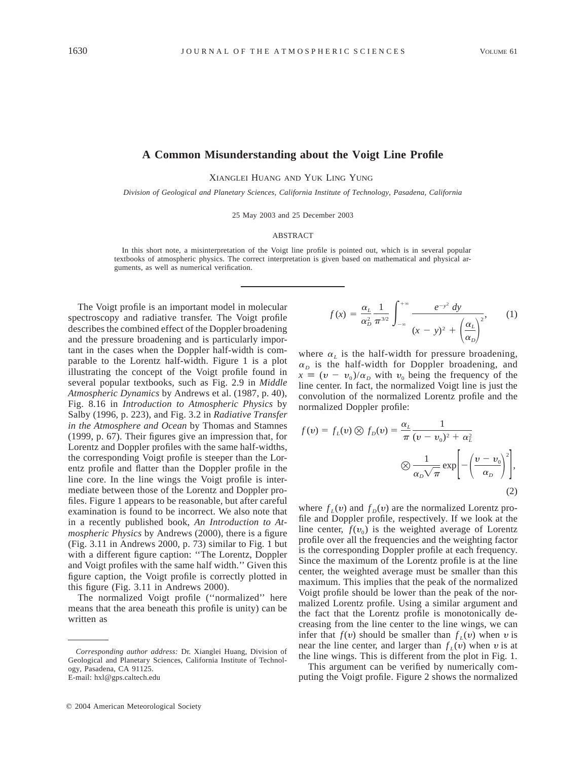# A Common Misunderstanding about the Voigt Line Profile

XIANGLEI HUANG AND YUK LING YUNG

*Division of Geological and Planetary Sciences, California Institute of Technology, Pasadena, California*

25 May 2003 and 25 December 2003

## ABSTRACT

In this short note, a misinterpretation of the Voigt line profile is pointed out, which is in several popular textbooks of atmospheric physics. The correct interpretation is given based on mathematical and physical arguments, as well as numerical verification.

---

The Voigt profile is an important model in molecular spectroscopy and radiative transfer. The Voigt profile describes the combined effect of the Doppler broadening and the pressure broadening and is particularly important in the cases when the Doppler half-width is comparable to the Lorentz half-width. Figure 1 is a plot illustrating the concept of the Voigt profile found in several popular textbooks, such as Fig. 2.9 in *Middle Atmospheric Dynamics* by Andrews et al. (1987, p. 40), Fig. 8.16 in *Introduction to Atmospheric Physics* by Salby (1996, p. 223), and Fig. 3.2 in *Radiative Transfer in the Atmosphere and Ocean* by Thomas and Stamnes (1999, p. 67). Their figures give an impression that, for Lorentz and Doppler profiles with the same half-widths, the corresponding Voigt profile is steeper than the Lorentz profile and flatter than the Doppler profile in the line core. In the line wings the Voigt profile is intermediate between those of the Lorentz and Doppler profiles. Figure 1 appears to be reasonable, but after careful examination is found to be incorrect. We also note that in a recently published book, *An Introduction to Atmospheric Physics* by Andrews (2000), there is a figure (Fig. 3.11 in Andrews 2000, p. 73) similar to Fig. 1 but with a different figure caption: "The Lorentz, Doppler and Voigt profiles with the same half width." Given this figure caption, the Voigt profile is correctly plotted in this figure (Fig. 3.11 in Andrews 2000).

The normalized Voigt profile ("normalized" here means that the area beneath this profile is unity) can be written as

$$f(x) = \frac{\alpha_L}{\alpha_D^2} \frac{1}{\pi^{3/2}} \int_{-\infty}^{+\infty} \frac{e^{-y^2}\, dy}{(x - y)^2 + \left(\frac{\alpha_L}{\alpha_D}\right)^2}, \qquad (1)$$

where $\alpha_L$ is the half-width for pressure broadening, $\alpha_D$ is the half-width for Doppler broadening, and $x \equiv (\upsilon - \upsilon_0)/\alpha_D$ with $\upsilon_0$ being the frequency of the line center. In fact, the normalized Voigt line is just the convolution of the normalized Lorentz profile and the normalized Doppler profile:

$$f(\upsilon) = f_L(\upsilon) \otimes f_D(\upsilon) = \frac{\alpha_L}{\pi} \frac{1}{(\upsilon - \upsilon_0)^2 + \alpha_L^2} \otimes \frac{1}{\alpha_D \sqrt{\pi}} \exp\left[-\left(\frac{\upsilon - \upsilon_0}{\alpha_D}\right)^2\right], \qquad (2)$$

where $f_L(\upsilon)$ and $f_D(\upsilon)$ are the normalized Lorentz profile and Doppler profile, respectively. If we look at the line center, $f(\upsilon_0)$ is the weighted average of Lorentz profile over all the frequencies and the weighting factor is the corresponding Doppler profile at each frequency. Since the maximum of the Lorentz profile is at the line center, the weighted average must be smaller than this maximum. This implies that the peak of the normalized Voigt profile should be lower than the peak of the normalized Lorentz profile. Using a similar argument and the fact that the Lorentz profile is monotonically decreasing from the line center to the line wings, we can infer that $f(\upsilon)$ should be smaller than $f_L(\upsilon)$ when $\upsilon$ is near the line center, and larger than $f_L(\upsilon)$ when $\upsilon$ is at the line wings. This is different from the plot in Fig. 1.

This argument can be verified by numerically computing the Voigt profile. Figure 2 shows the normalized

---

*Corresponding author address:* Dr. Xianglei Huang, Division of Geological and Planetary Sciences, California Institute of Technology, Pasadena, CA 91125.
E-mail: hxl@gps.caltech.edu

© 2004 American Meteorological Society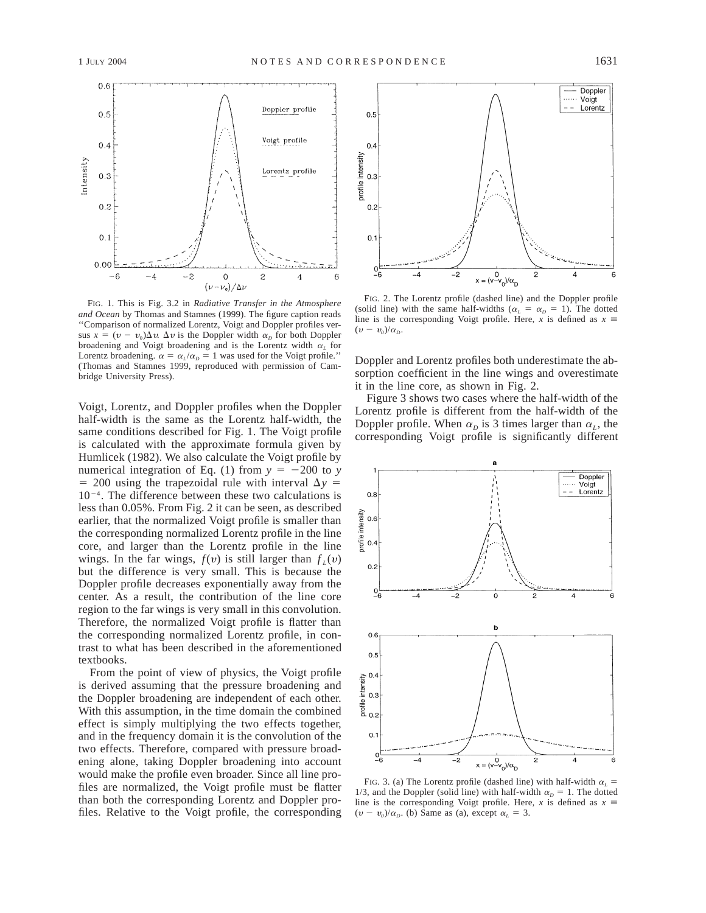FIG. 1. This is Fig. 3.2 in *Radiative Transfer in the Atmosphere and Ocean* by Thomas and Stamnes (1999). The figure caption reads ''Comparison of normalized Lorentz, Voigt and Doppler profiles versus $x = (\nu - \nu_0)\Delta\nu$. $\Delta\nu$ is the Doppler width $\alpha_D$ for both Doppler broadening and Voigt broadening and is the Lorentz width $\alpha_L$ for Lorentz broadening. $\alpha = \alpha_L/\alpha_D = 1$ was used for the Voigt profile.'' (Thomas and Stamnes 1999, reproduced with permission of Cambridge University Press).

FIG. 2. The Lorentz profile (dashed line) and the Doppler profile (solid line) with the same half-widths ($\alpha_L = \alpha_D = 1$). The dotted line is the corresponding Voigt profile. Here, $x$ is defined as $x \equiv (\nu - \nu_0)/\alpha_D$.

Voigt, Lorentz, and Doppler profiles when the Doppler half-width is the same as the Lorentz half-width, the same conditions described for Fig. 1. The Voigt profile is calculated with the approximate formula given by Humlicek (1982). We also calculate the Voigt profile by numerical integration of Eq. (1) from $y = -200$ to $y = 200$ using the trapezoidal rule with interval $\Delta y = 10^{-4}$. The difference between these two calculations is less than 0.05%. From Fig. 2 it can be seen, as described earlier, that the normalized Voigt profile is smaller than the corresponding normalized Lorentz profile in the line core, and larger than the Lorentz profile in the line wings. In the far wings, $f(\nu)$ is still larger than $f_L(\nu)$ but the difference is very small. This is because the Doppler profile decreases exponentially away from the center. As a result, the contribution of the line core region to the far wings is very small in this convolution. Therefore, the normalized Voigt profile is flatter than the corresponding normalized Lorentz profile, in contrast to what has been described in the aforementioned textbooks.

From the point of view of physics, the Voigt profile is derived assuming that the pressure broadening and the Doppler broadening are independent of each other. With this assumption, in the time domain the combined effect is simply multiplying the two effects together, and in the frequency domain it is the convolution of the two effects. Therefore, compared with pressure broadening alone, taking Doppler broadening into account would make the profile even broader. Since all line profiles are normalized, the Voigt profile must be flatter than both the corresponding Lorentz and Doppler profiles. Relative to the Voigt profile, the corresponding Doppler and Lorentz profiles both underestimate the absorption coefficient in the line wings and overestimate it in the line core, as shown in Fig. 2.

Figure 3 shows two cases where the half-width of the Lorentz profile is different from the half-width of the Doppler profile. When $\alpha_D$ is 3 times larger than $\alpha_L$, the corresponding Voigt profile is significantly different

FIG. 3. (a) The Lorentz profile (dashed line) with half-width $\alpha_L = 1/3$, and the Doppler (solid line) with half-width $\alpha_D = 1$. The dotted line is the corresponding Voigt profile. Here, $x$ is defined as $x \equiv (\nu - \nu_0)/\alpha_D$. (b) Same as (a), except $\alpha_L = 3$.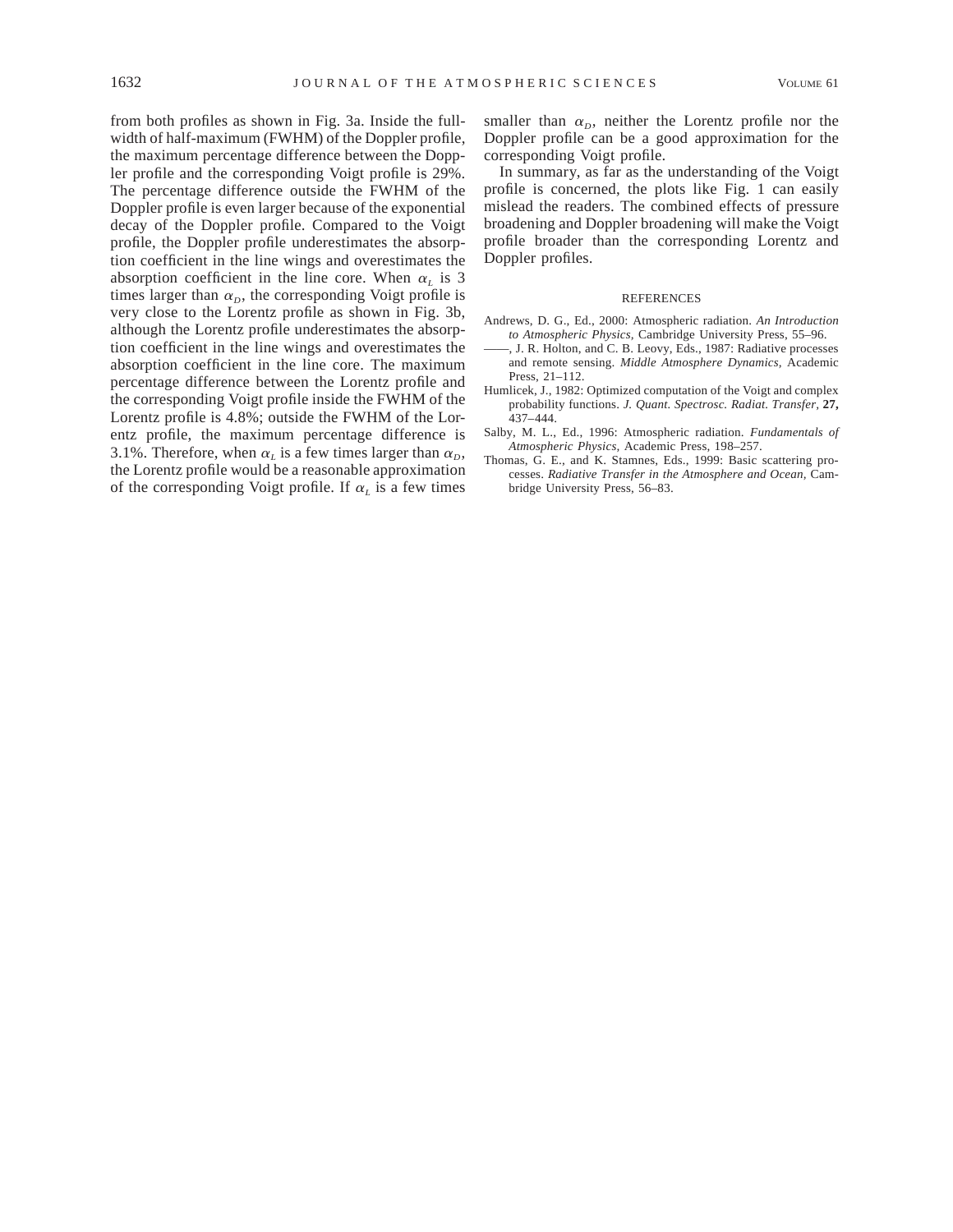from both profiles as shown in Fig. 3a. Inside the full-width of half-maximum (FWHM) of the Doppler profile, the maximum percentage difference between the Doppler profile and the corresponding Voigt profile is 29%. The percentage difference outside the FWHM of the Doppler profile is even larger because of the exponential decay of the Doppler profile. Compared to the Voigt profile, the Doppler profile underestimates the absorption coefficient in the line wings and overestimates the absorption coefficient in the line core. When $\alpha_L$ is 3 times larger than $\alpha_D$, the corresponding Voigt profile is very close to the Lorentz profile as shown in Fig. 3b, although the Lorentz profile underestimates the absorption coefficient in the line wings and overestimates the absorption coefficient in the line core. The maximum percentage difference between the Lorentz profile and the corresponding Voigt profile inside the FWHM of the Lorentz profile is 4.8%; outside the FWHM of the Lorentz profile, the maximum percentage difference is 3.1%. Therefore, when $\alpha_L$ is a few times larger than $\alpha_D$, the Lorentz profile would be a reasonable approximation of the corresponding Voigt profile. If $\alpha_L$ is a few times smaller than $\alpha_D$, neither the Lorentz profile nor the Doppler profile can be a good approximation for the corresponding Voigt profile.

In summary, as far as the understanding of the Voigt profile is concerned, the plots like Fig. 1 can easily mislead the readers. The combined effects of pressure broadening and Doppler broadening will make the Voigt profile broader than the corresponding Lorentz and Doppler profiles.

## REFERENCES

Andrews, D. G., Ed., 2000: Atmospheric radiation. *An Introduction to Atmospheric Physics,* Cambridge University Press, 55–96.

——, J. R. Holton, and C. B. Leovy, Eds., 1987: Radiative processes and remote sensing. *Middle Atmosphere Dynamics,* Academic Press, 21–112.

Humlicek, J., 1982: Optimized computation of the Voigt and complex probability functions. *J. Quant. Spectrosc. Radiat. Transfer,* **27,** 437–444.

Salby, M. L., Ed., 1996: Atmospheric radiation. *Fundamentals of Atmospheric Physics,* Academic Press, 198–257.

Thomas, G. E., and K. Stamnes, Eds., 1999: Basic scattering processes. *Radiative Transfer in the Atmosphere and Ocean,* Cambridge University Press, 56–83.